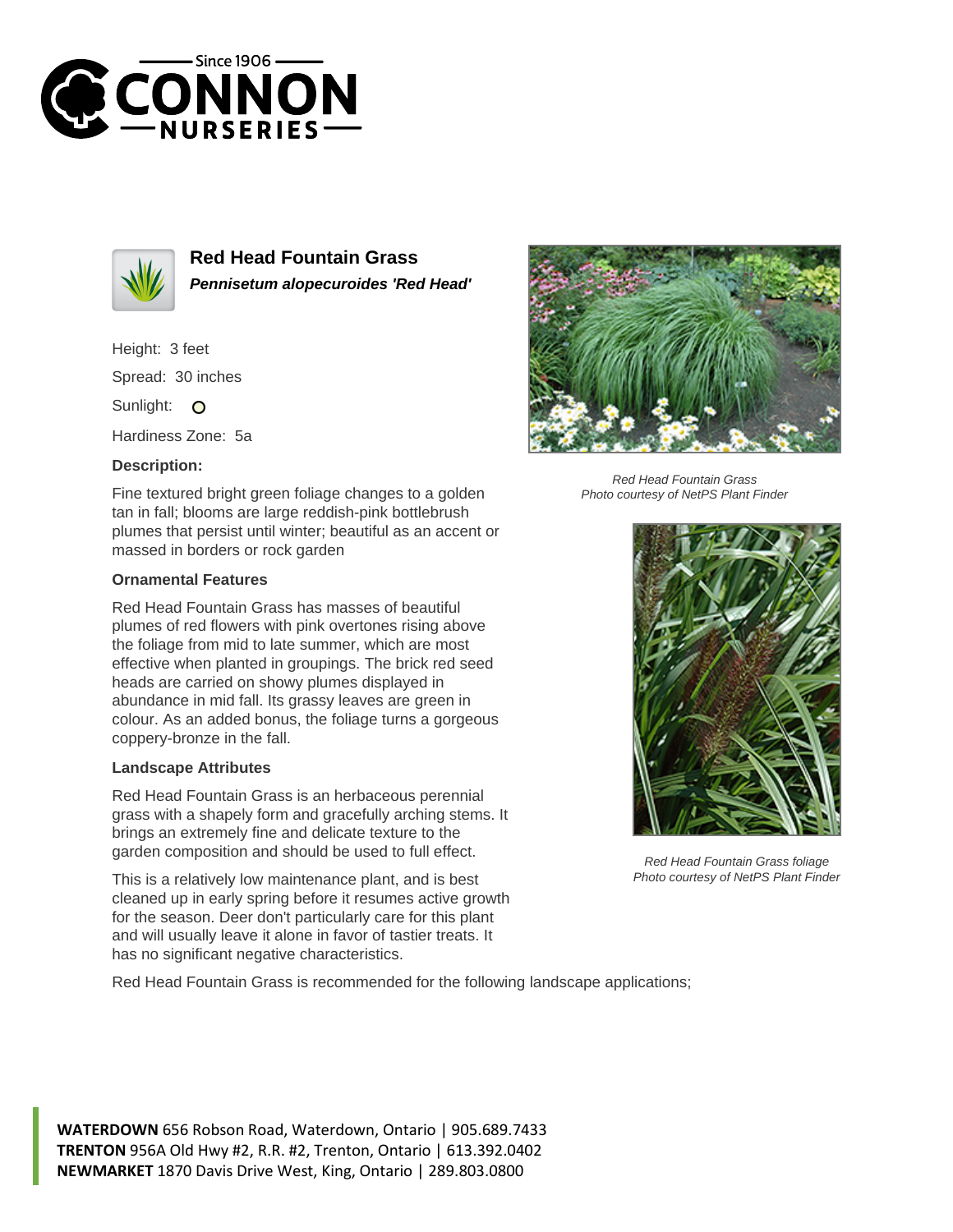# Red Head Fountain Grass

***Pennisetum alopecuroides 'Red Head'***

Height: 3 feet

Spread: 30 inches

Sunlight: O

Hardiness Zone: 5a

### Description:

Fine textured bright green foliage changes to a golden tan in fall; blooms are large reddish-pink bottlebrush plumes that persist until winter; beautiful as an accent or massed in borders or rock garden

### Ornamental Features

Red Head Fountain Grass has masses of beautiful plumes of red flowers with pink overtones rising above the foliage from mid to late summer, which are most effective when planted in groupings. The brick red seed heads are carried on showy plumes displayed in abundance in mid fall. Its grassy leaves are green in colour. As an added bonus, the foliage turns a gorgeous coppery-bronze in the fall.

### Landscape Attributes

Red Head Fountain Grass is an herbaceous perennial grass with a shapely form and gracefully arching stems. It brings an extremely fine and delicate texture to the garden composition and should be used to full effect.

This is a relatively low maintenance plant, and is best cleaned up in early spring before it resumes active growth for the season. Deer don't particularly care for this plant and will usually leave it alone in favor of tastier treats. It has no significant negative characteristics.

Red Head Fountain Grass is recommended for the following landscape applications;

*Red Head Fountain Grass*
*Photo courtesy of NetPS Plant Finder*

*Red Head Fountain Grass foliage*
*Photo courtesy of NetPS Plant Finder*

**WATERDOWN** 656 Robson Road, Waterdown, Ontario | 905.689.7433
**TRENTON** 956A Old Hwy #2, R.R. #2, Trenton, Ontario | 613.392.0402
**NEWMARKET** 1870 Davis Drive West, King, Ontario | 289.803.0800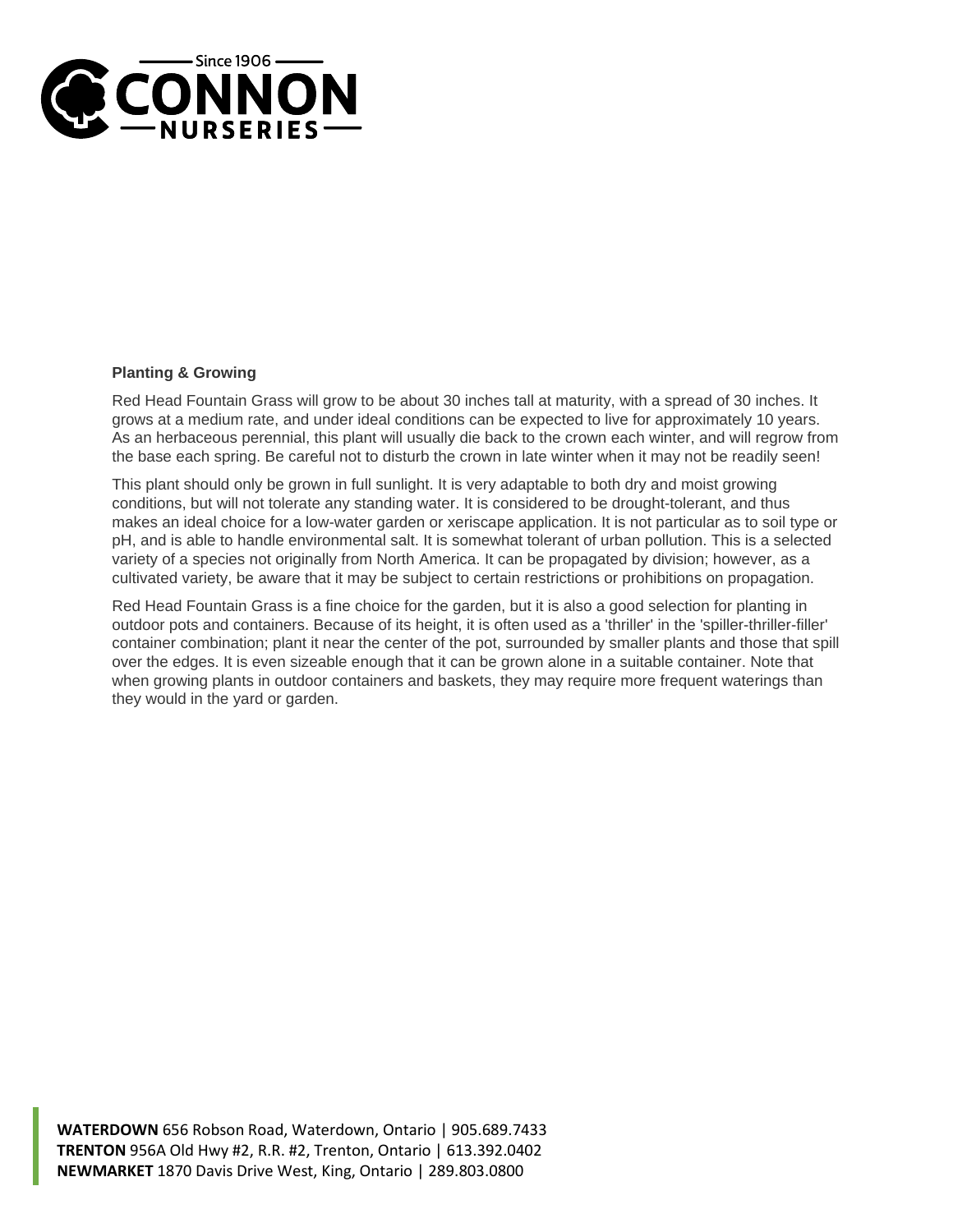**Planting & Growing**

Red Head Fountain Grass will grow to be about 30 inches tall at maturity, with a spread of 30 inches. It grows at a medium rate, and under ideal conditions can be expected to live for approximately 10 years. As an herbaceous perennial, this plant will usually die back to the crown each winter, and will regrow from the base each spring. Be careful not to disturb the crown in late winter when it may not be readily seen!

This plant should only be grown in full sunlight. It is very adaptable to both dry and moist growing conditions, but will not tolerate any standing water. It is considered to be drought-tolerant, and thus makes an ideal choice for a low-water garden or xeriscape application. It is not particular as to soil type or pH, and is able to handle environmental salt. It is somewhat tolerant of urban pollution. This is a selected variety of a species not originally from North America. It can be propagated by division; however, as a cultivated variety, be aware that it may be subject to certain restrictions or prohibitions on propagation.

Red Head Fountain Grass is a fine choice for the garden, but it is also a good selection for planting in outdoor pots and containers. Because of its height, it is often used as a 'thriller' in the 'spiller-thriller-filler' container combination; plant it near the center of the pot, surrounded by smaller plants and those that spill over the edges. It is even sizeable enough that it can be grown alone in a suitable container. Note that when growing plants in outdoor containers and baskets, they may require more frequent waterings than they would in the yard or garden.